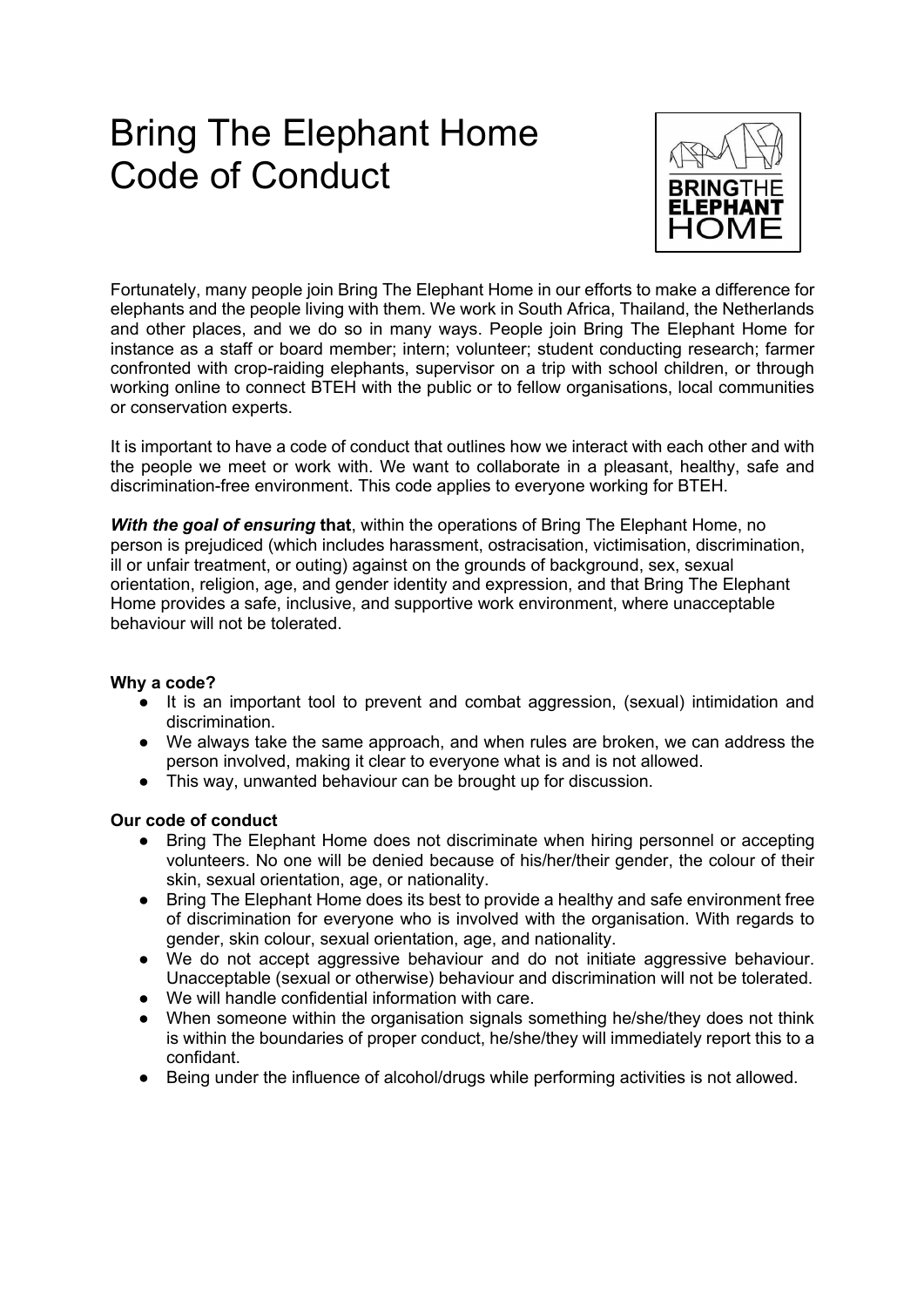# Bring The Elephant Home Code of Conduct

Fortunately, many people join Bring The Elephant Home in our efforts to make a difference for elephants and the people living with them. We work in South Africa, Thailand, the Netherlands and other places, and we do so in many ways. People join Bring The Elephant Home for instance as a staff or board member; intern; volunteer; student conducting research; farmer confronted with crop-raiding elephants, supervisor on a trip with school children, or through working online to connect BTEH with the public or to fellow organisations, local communities or conservation experts.

It is important to have a code of conduct that outlines how we interact with each other and with the people we meet or work with. We want to collaborate in a pleasant, healthy, safe and discrimination-free environment. This code applies to everyone working for BTEH.

***With the goal of ensuring* that**, within the operations of Bring The Elephant Home, no person is prejudiced (which includes harassment, ostracisation, victimisation, discrimination, ill or unfair treatment, or outing) against on the grounds of background, sex, sexual orientation, religion, age, and gender identity and expression, and that Bring The Elephant Home provides a safe, inclusive, and supportive work environment, where unacceptable behaviour will not be tolerated.

**Why a code?**

- It is an important tool to prevent and combat aggression, (sexual) intimidation and discrimination.
- We always take the same approach, and when rules are broken, we can address the person involved, making it clear to everyone what is and is not allowed.
- This way, unwanted behaviour can be brought up for discussion.

**Our code of conduct**

- Bring The Elephant Home does not discriminate when hiring personnel or accepting volunteers. No one will be denied because of his/her/their gender, the colour of their skin, sexual orientation, age, or nationality.
- Bring The Elephant Home does its best to provide a healthy and safe environment free of discrimination for everyone who is involved with the organisation. With regards to gender, skin colour, sexual orientation, age, and nationality.
- We do not accept aggressive behaviour and do not initiate aggressive behaviour. Unacceptable (sexual or otherwise) behaviour and discrimination will not be tolerated.
- We will handle confidential information with care.
- When someone within the organisation signals something he/she/they does not think is within the boundaries of proper conduct, he/she/they will immediately report this to a confidant.
- Being under the influence of alcohol/drugs while performing activities is not allowed.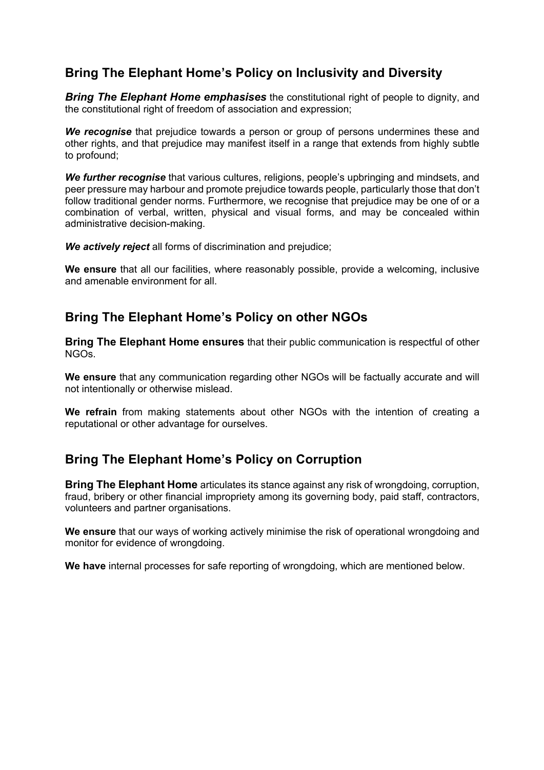## Bring The Elephant Home's Policy on Inclusivity and Diversity

***Bring The Elephant Home emphasises*** the constitutional right of people to dignity, and the constitutional right of freedom of association and expression;

***We recognise*** that prejudice towards a person or group of persons undermines these and other rights, and that prejudice may manifest itself in a range that extends from highly subtle to profound;

***We further recognise*** that various cultures, religions, people's upbringing and mindsets, and peer pressure may harbour and promote prejudice towards people, particularly those that don't follow traditional gender norms. Furthermore, we recognise that prejudice may be one of or a combination of verbal, written, physical and visual forms, and may be concealed within administrative decision-making.

***We actively reject*** all forms of discrimination and prejudice;

**We ensure** that all our facilities, where reasonably possible, provide a welcoming, inclusive and amenable environment for all.

## Bring The Elephant Home's Policy on other NGOs

**Bring The Elephant Home ensures** that their public communication is respectful of other NGOs.

**We ensure** that any communication regarding other NGOs will be factually accurate and will not intentionally or otherwise mislead.

**We refrain** from making statements about other NGOs with the intention of creating a reputational or other advantage for ourselves.

## Bring The Elephant Home's Policy on Corruption

**Bring The Elephant Home** articulates its stance against any risk of wrongdoing, corruption, fraud, bribery or other financial impropriety among its governing body, paid staff, contractors, volunteers and partner organisations.

**We ensure** that our ways of working actively minimise the risk of operational wrongdoing and monitor for evidence of wrongdoing.

**We have** internal processes for safe reporting of wrongdoing, which are mentioned below.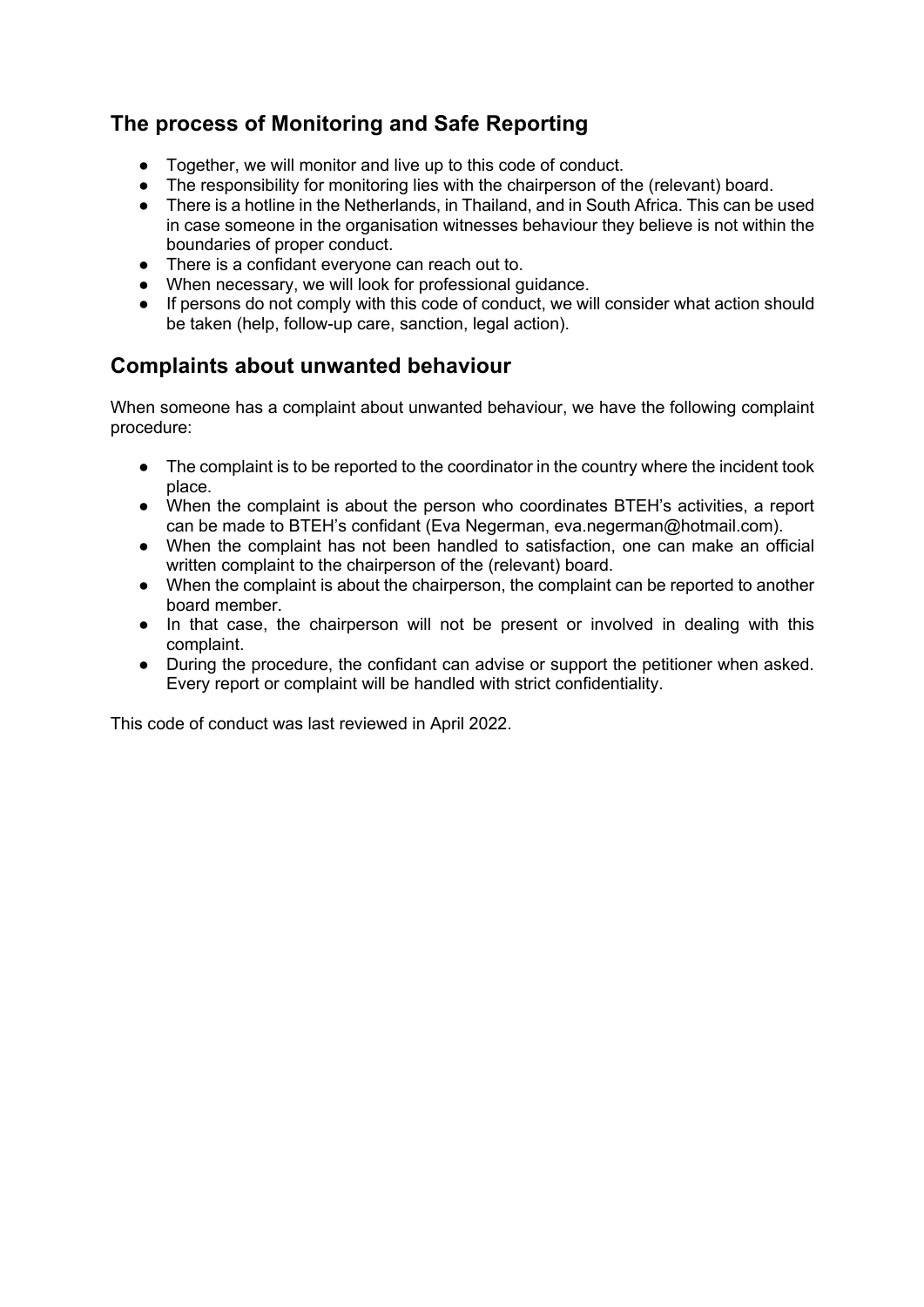## The process of Monitoring and Safe Reporting

- Together, we will monitor and live up to this code of conduct.
- The responsibility for monitoring lies with the chairperson of the (relevant) board.
- There is a hotline in the Netherlands, in Thailand, and in South Africa. This can be used in case someone in the organisation witnesses behaviour they believe is not within the boundaries of proper conduct.
- There is a confidant everyone can reach out to.
- When necessary, we will look for professional guidance.
- If persons do not comply with this code of conduct, we will consider what action should be taken (help, follow-up care, sanction, legal action).

## Complaints about unwanted behaviour

When someone has a complaint about unwanted behaviour, we have the following complaint procedure:

- The complaint is to be reported to the coordinator in the country where the incident took place.
- When the complaint is about the person who coordinates BTEH's activities, a report can be made to BTEH's confidant (Eva Negerman, eva.negerman@hotmail.com).
- When the complaint has not been handled to satisfaction, one can make an official written complaint to the chairperson of the (relevant) board.
- When the complaint is about the chairperson, the complaint can be reported to another board member.
- In that case, the chairperson will not be present or involved in dealing with this complaint.
- During the procedure, the confidant can advise or support the petitioner when asked. Every report or complaint will be handled with strict confidentiality.

This code of conduct was last reviewed in April 2022.